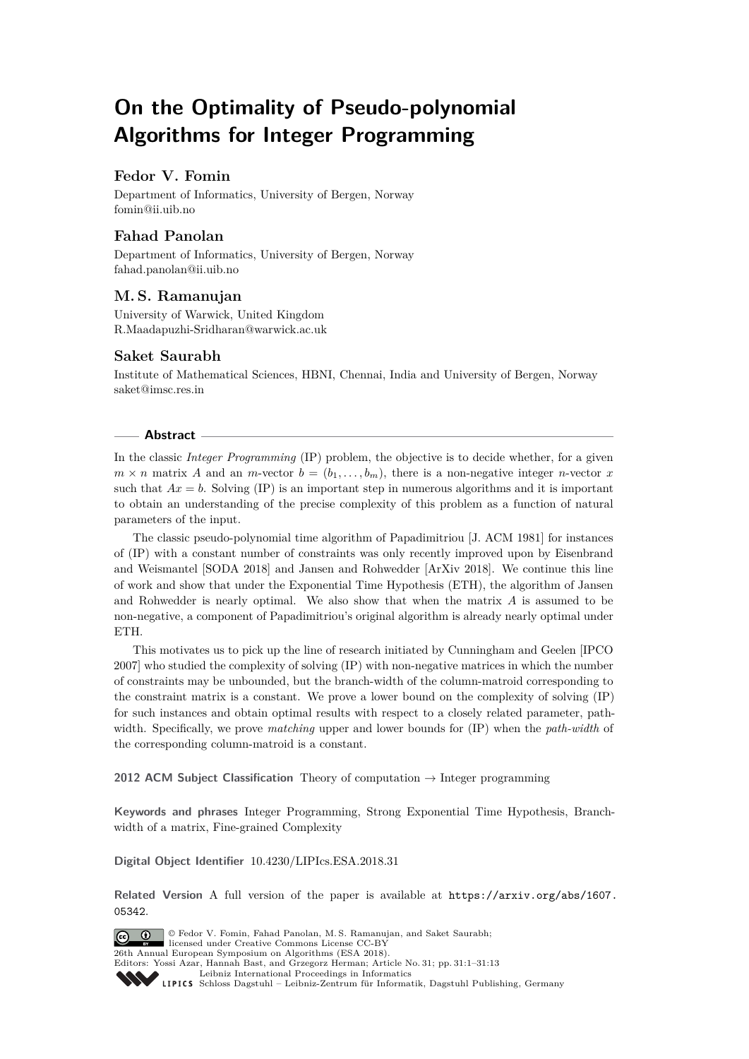# On the Optimality of Pseudo-polynomial Algorithms for Integer Programming

## Fedor V. Fomin

Department of Informatics, University of Bergen, Norway
fomin@ii.uib.no

## Fahad Panolan

Department of Informatics, University of Bergen, Norway
fahad.panolan@ii.uib.no

## M. S. Ramanujan

University of Warwick, United Kingdom
R.Maadapuzhi-Sridharan@warwick.ac.uk

## Saket Saurabh

Institute of Mathematical Sciences, HBNI, Chennai, India and University of Bergen, Norway
saket@imsc.res.in

### Abstract

In the classic *Integer Programming* (IP) problem, the objective is to decide whether, for a given $m \times n$ matrix $A$ and an $m$-vector $b = (b_1, \dots, b_m)$, there is a non-negative integer $n$-vector $x$ such that $Ax = b$. Solving (IP) is an important step in numerous algorithms and it is important to obtain an understanding of the precise complexity of this problem as a function of natural parameters of the input.

The classic pseudo-polynomial time algorithm of Papadimitriou [J. ACM 1981] for instances of (IP) with a constant number of constraints was only recently improved upon by Eisenbrand and Weismantel [SODA 2018] and Jansen and Rohwedder [ArXiv 2018]. We continue this line of work and show that under the Exponential Time Hypothesis (ETH), the algorithm of Jansen and Rohwedder is nearly optimal. We also show that when the matrix $A$ is assumed to be non-negative, a component of Papadimitriou's original algorithm is already nearly optimal under ETH.

This motivates us to pick up the line of research initiated by Cunningham and Geelen [IPCO 2007] who studied the complexity of solving (IP) with non-negative matrices in which the number of constraints may be unbounded, but the branch-width of the column-matroid corresponding to the constraint matrix is a constant. We prove a lower bound on the complexity of solving (IP) for such instances and obtain optimal results with respect to a closely related parameter, path-width. Specifically, we prove *matching* upper and lower bounds for (IP) when the *path-width* of the corresponding column-matroid is a constant.

**2012 ACM Subject Classification** Theory of computation → Integer programming

**Keywords and phrases** Integer Programming, Strong Exponential Time Hypothesis, Branch-width of a matrix, Fine-grained Complexity

**Digital Object Identifier** 10.4230/LIPIcs.ESA.2018.31

**Related Version** A full version of the paper is available at https://arxiv.org/abs/1607.05342.

© Fedor V. Fomin, Fahad Panolan, M. S. Ramanujan, and Saket Saurabh;
licensed under Creative Commons License CC-BY
26th Annual European Symposium on Algorithms (ESA 2018).
Editors: Yossi Azar, Hannah Bast, and Grzegorz Herman; Article No. 31; pp. 31:1–31:13
Leibniz International Proceedings in Informatics
LIPICS Schloss Dagstuhl – Leibniz-Zentrum für Informatik, Dagstuhl Publishing, Germany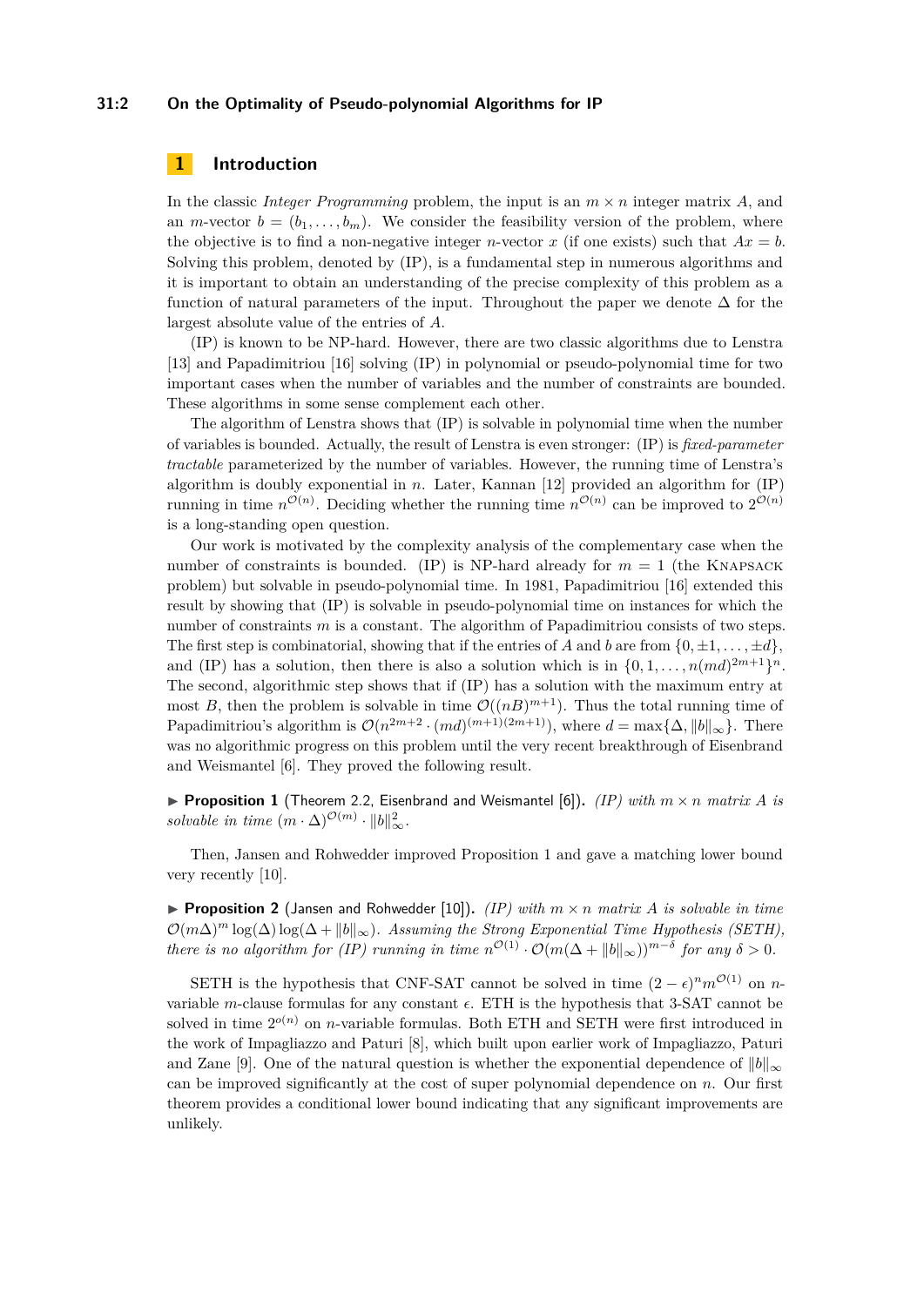## 1 Introduction

In the classic *Integer Programming* problem, the input is an $m \times n$ integer matrix $A$, and an $m$-vector $b = (b_1, \dots, b_m)$. We consider the feasibility version of the problem, where the objective is to find a non-negative integer $n$-vector $x$ (if one exists) such that $Ax = b$. Solving this problem, denoted by (IP), is a fundamental step in numerous algorithms and it is important to obtain an understanding of the precise complexity of this problem as a function of natural parameters of the input. Throughout the paper we denote $\Delta$ for the largest absolute value of the entries of $A$.

(IP) is known to be NP-hard. However, there are two classic algorithms due to Lenstra [13] and Papadimitriou [16] solving (IP) in polynomial or pseudo-polynomial time for two important cases when the number of variables and the number of constraints are bounded. These algorithms in some sense complement each other.

The algorithm of Lenstra shows that (IP) is solvable in polynomial time when the number of variables is bounded. Actually, the result of Lenstra is even stronger: (IP) is *fixed-parameter tractable* parameterized by the number of variables. However, the running time of Lenstra's algorithm is doubly exponential in $n$. Later, Kannan [12] provided an algorithm for (IP) running in time $n^{\mathcal{O}(n)}$. Deciding whether the running time $n^{\mathcal{O}(n)}$ can be improved to $2^{\mathcal{O}(n)}$ is a long-standing open question.

Our work is motivated by the complexity analysis of the complementary case when the number of constraints is bounded. (IP) is NP-hard already for $m = 1$ (the Knapsack problem) but solvable in pseudo-polynomial time. In 1981, Papadimitriou [16] extended this result by showing that (IP) is solvable in pseudo-polynomial time on instances for which the number of constraints $m$ is a constant. The algorithm of Papadimitriou consists of two steps. The first step is combinatorial, showing that if the entries of $A$ and $b$ are from $\{0, \pm 1, \dots, \pm d\}$, and (IP) has a solution, then there is also a solution which is in $\{0, 1, \dots, n(md)^{2m+1}\}^n$. The second, algorithmic step shows that if (IP) has a solution with the maximum entry at most $B$, then the problem is solvable in time $\mathcal{O}((nB)^{m+1})$. Thus the total running time of Papadimitriou's algorithm is $\mathcal{O}(n^{2m+2} \cdot (md)^{(m+1)(2m+1)})$, where $d = \max\{\Delta, \|b\|_\infty\}$. There was no algorithmic progress on this problem until the very recent breakthrough of Eisenbrand and Weismantel [6]. They proved the following result.

▶ **Proposition 1** (Theorem 2.2, Eisenbrand and Weismantel [6]). *(IP) with $m \times n$ matrix $A$ is solvable in time $(m \cdot \Delta)^{\mathcal{O}(m)} \cdot \|b\|_\infty^2$.*

Then, Jansen and Rohwedder improved Proposition 1 and gave a matching lower bound very recently [10].

▶ **Proposition 2** (Jansen and Rohwedder [10]). *(IP) with $m \times n$ matrix $A$ is solvable in time $\mathcal{O}(m\Delta)^m \log(\Delta) \log(\Delta + \|b\|_\infty)$. Assuming the Strong Exponential Time Hypothesis (SETH), there is no algorithm for (IP) running in time $n^{\mathcal{O}(1)} \cdot \mathcal{O}(m(\Delta + \|b\|_\infty))^{m-\delta}$ for any $\delta > 0$.*

SETH is the hypothesis that CNF-SAT cannot be solved in time $(2 - \epsilon)^n m^{\mathcal{O}(1)}$ on $n$-variable $m$-clause formulas for any constant $\epsilon$. ETH is the hypothesis that 3-SAT cannot be solved in time $2^{o(n)}$ on $n$-variable formulas. Both ETH and SETH were first introduced in the work of Impagliazzo and Paturi [8], which built upon earlier work of Impagliazzo, Paturi and Zane [9]. One of the natural question is whether the exponential dependence of $\|b\|_\infty$ can be improved significantly at the cost of super polynomial dependence on $n$. Our first theorem provides a conditional lower bound indicating that any significant improvements are unlikely.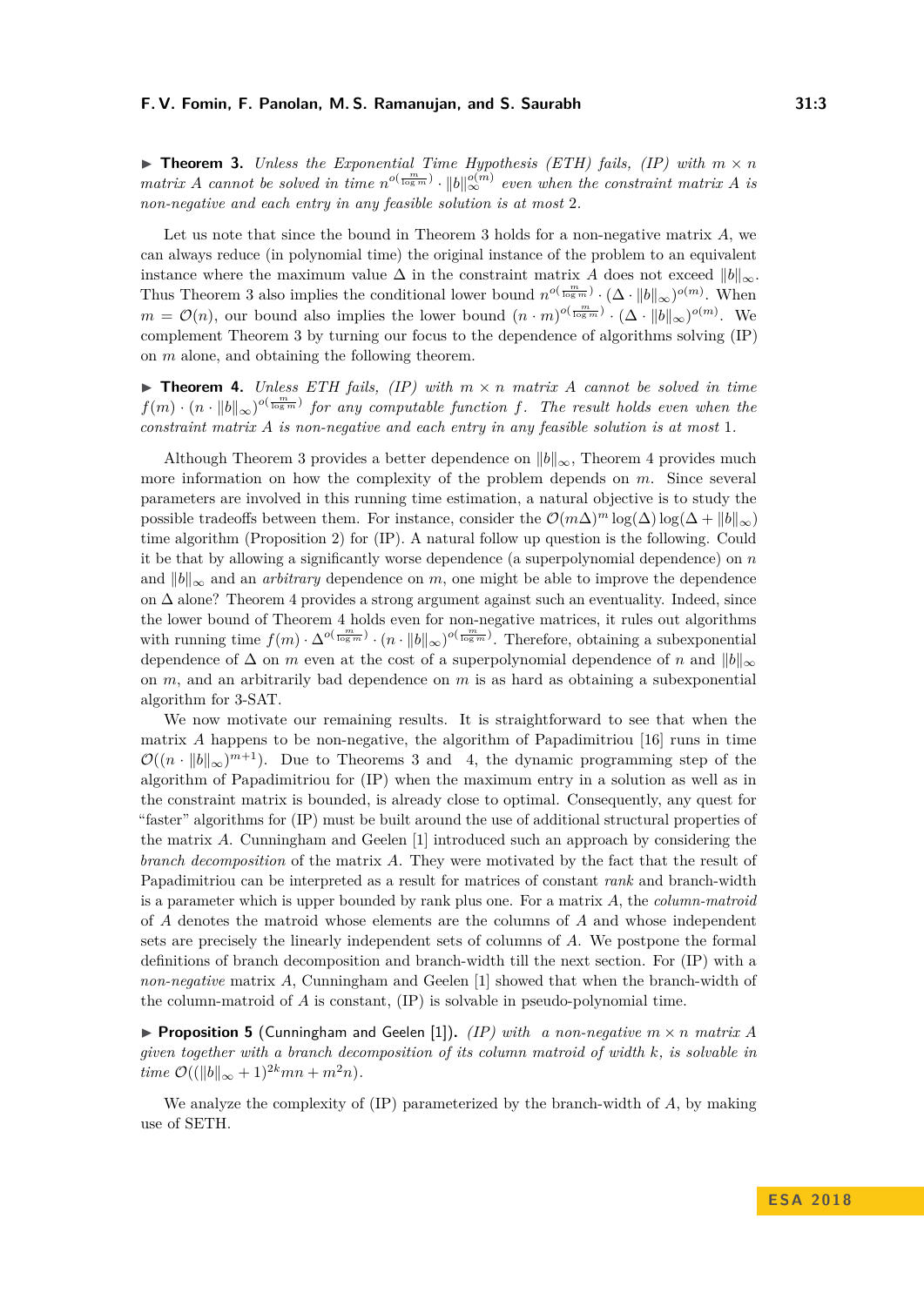▶ **Theorem 3.** *Unless the Exponential Time Hypothesis (ETH) fails, (IP) with $m \times n$ matrix $A$ cannot be solved in time $n^{o(\frac{m}{\log m})} \cdot \|b\|_\infty^{o(m)}$ even when the constraint matrix $A$ is non-negative and each entry in any feasible solution is at most 2.*

Let us note that since the bound in Theorem 3 holds for a non-negative matrix $A$, we can always reduce (in polynomial time) the original instance of the problem to an equivalent instance where the maximum value $\Delta$ in the constraint matrix $A$ does not exceed $\|b\|_\infty$. Thus Theorem 3 also implies the conditional lower bound $n^{o(\frac{m}{\log m})} \cdot (\Delta \cdot \|b\|_\infty)^{o(m)}$. When $m = \mathcal{O}(n)$, our bound also implies the lower bound $(n \cdot m)^{o(\frac{m}{\log m})} \cdot (\Delta \cdot \|b\|_\infty)^{o(m)}$. We complement Theorem 3 by turning our focus to the dependence of algorithms solving (IP) on $m$ alone, and obtaining the following theorem.

▶ **Theorem 4.** *Unless ETH fails, (IP) with $m \times n$ matrix $A$ cannot be solved in time $f(m) \cdot (n \cdot \|b\|_\infty)^{o(\frac{m}{\log m})}$ for any computable function $f$. The result holds even when the constraint matrix $A$ is non-negative and each entry in any feasible solution is at most 1.*

Although Theorem 3 provides a better dependence on $\|b\|_\infty$, Theorem 4 provides much more information on how the complexity of the problem depends on $m$. Since several parameters are involved in this running time estimation, a natural objective is to study the possible tradeoffs between them. For instance, consider the $\mathcal{O}(m\Delta)^m \log(\Delta) \log(\Delta + \|b\|_\infty)$ time algorithm (Proposition 2) for (IP). A natural follow up question is the following. Could it be that by allowing a significantly worse dependence (a superpolynomial dependence) on $n$ and $\|b\|_\infty$ and an *arbitrary* dependence on $m$, one might be able to improve the dependence on $\Delta$ alone? Theorem 4 provides a strong argument against such an eventuality. Indeed, since the lower bound of Theorem 4 holds even for non-negative matrices, it rules out algorithms with running time $f(m) \cdot \Delta^{o(\frac{m}{\log m})} \cdot (n \cdot \|b\|_\infty)^{o(\frac{m}{\log m})}$. Therefore, obtaining a subexponential dependence of $\Delta$ on $m$ even at the cost of a superpolynomial dependence of $n$ and $\|b\|_\infty$ on $m$, and an arbitrarily bad dependence on $m$ is as hard as obtaining a subexponential algorithm for 3-SAT.

We now motivate our remaining results. It is straightforward to see that when the matrix $A$ happens to be non-negative, the algorithm of Papadimitriou [16] runs in time $\mathcal{O}((n \cdot \|b\|_\infty)^{m+1})$. Due to Theorems 3 and 4, the dynamic programming step of the algorithm of Papadimitriou for (IP) when the maximum entry in a solution as well as in the constraint matrix is bounded, is already close to optimal. Consequently, any quest for "faster" algorithms for (IP) must be built around the use of additional structural properties of the matrix $A$. Cunningham and Geelen [1] introduced such an approach by considering the *branch decomposition* of the matrix $A$. They were motivated by the fact that the result of Papadimitriou can be interpreted as a result for matrices of constant *rank* and branch-width is a parameter which is upper bounded by rank plus one. For a matrix $A$, the *column-matroid* of $A$ denotes the matroid whose elements are the columns of $A$ and whose independent sets are precisely the linearly independent sets of columns of $A$. We postpone the formal definitions of branch decomposition and branch-width till the next section. For (IP) with a *non-negative* matrix $A$, Cunningham and Geelen [1] showed that when the branch-width of the column-matroid of $A$ is constant, (IP) is solvable in pseudo-polynomial time.

▶ **Proposition 5** (Cunningham and Geelen [1]). *(IP) with a non-negative $m \times n$ matrix $A$ given together with a branch decomposition of its column matroid of width $k$, is solvable in time $\mathcal{O}((\|b\|_\infty + 1)^{2k} mn + m^2 n)$.*

We analyze the complexity of (IP) parameterized by the branch-width of $A$, by making use of SETH.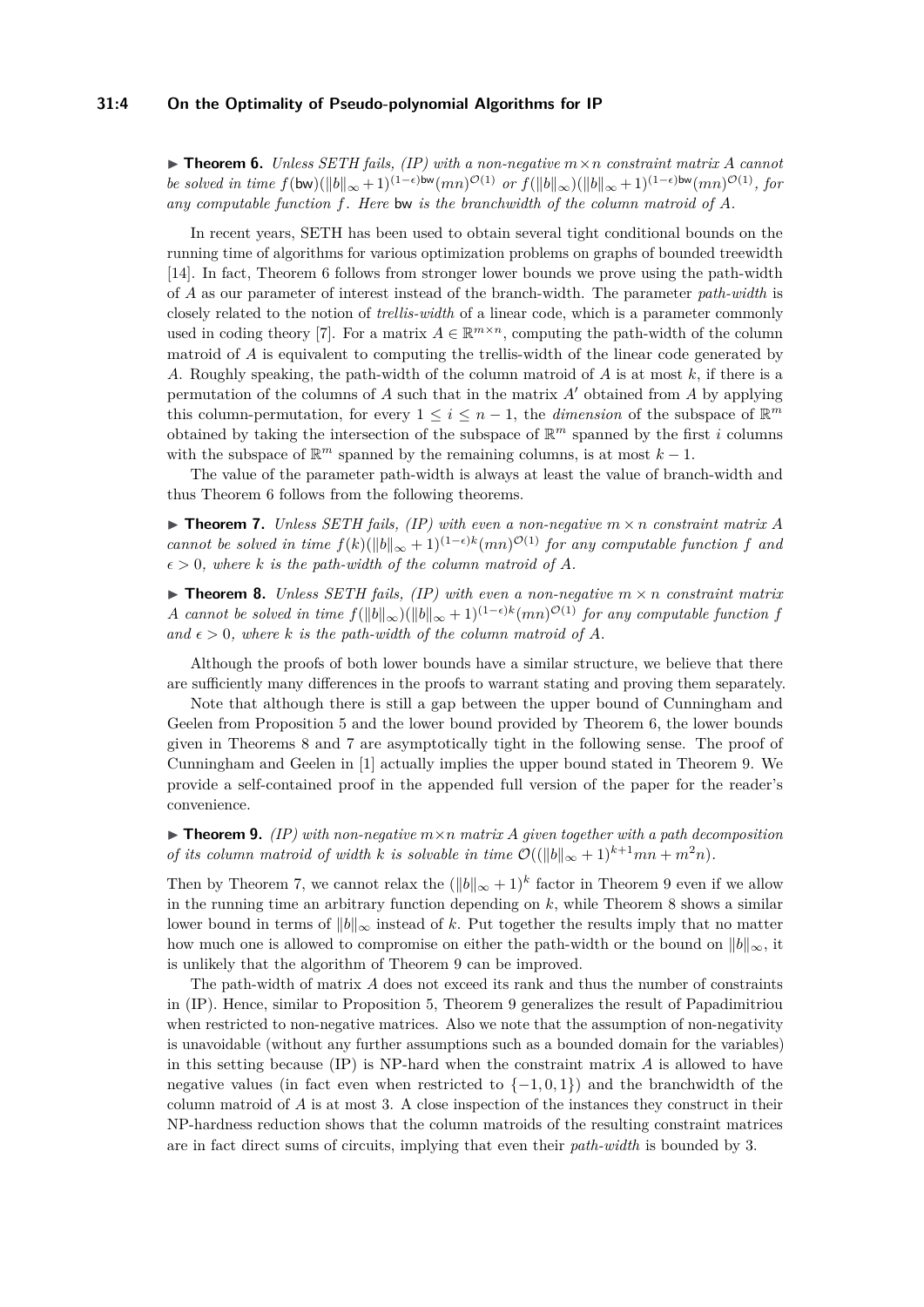▶ **Theorem 6.** *Unless SETH fails, (IP) with a non-negative $m \times n$ constraint matrix $A$ cannot be solved in time $f(\mathsf{bw})(\|b\|_\infty + 1)^{(1-\epsilon)\mathsf{bw}}(mn)^{\mathcal{O}(1)}$ or $f(\|b\|_\infty)(\|b\|_\infty + 1)^{(1-\epsilon)\mathsf{bw}}(mn)^{\mathcal{O}(1)}$, for any computable function $f$. Here $\mathsf{bw}$ is the branchwidth of the column matroid of $A$.*

In recent years, SETH has been used to obtain several tight conditional bounds on the running time of algorithms for various optimization problems on graphs of bounded treewidth [14]. In fact, Theorem 6 follows from stronger lower bounds we prove using the path-width of $A$ as our parameter of interest instead of the branch-width. The parameter *path-width* is closely related to the notion of *trellis-width* of a linear code, which is a parameter commonly used in coding theory [7]. For a matrix $A \in \mathbb{R}^{m \times n}$, computing the path-width of the column matroid of $A$ is equivalent to computing the trellis-width of the linear code generated by $A$. Roughly speaking, the path-width of the column matroid of $A$ is at most $k$, if there is a permutation of the columns of $A$ such that in the matrix $A'$ obtained from $A$ by applying this column-permutation, for every $1 \leq i \leq n-1$, the *dimension* of the subspace of $\mathbb{R}^m$ obtained by taking the intersection of the subspace of $\mathbb{R}^m$ spanned by the first $i$ columns with the subspace of $\mathbb{R}^m$ spanned by the remaining columns, is at most $k-1$.

The value of the parameter path-width is always at least the value of branch-width and thus Theorem 6 follows from the following theorems.

▶ **Theorem 7.** *Unless SETH fails, (IP) with even a non-negative $m \times n$ constraint matrix $A$ cannot be solved in time $f(k)(\|b\|_\infty + 1)^{(1-\epsilon)k}(mn)^{\mathcal{O}(1)}$ for any computable function $f$ and $\epsilon > 0$, where $k$ is the path-width of the column matroid of $A$.*

▶ **Theorem 8.** *Unless SETH fails, (IP) with even a non-negative $m \times n$ constraint matrix $A$ cannot be solved in time $f(\|b\|_\infty)(\|b\|_\infty + 1)^{(1-\epsilon)k}(mn)^{\mathcal{O}(1)}$ for any computable function $f$ and $\epsilon > 0$, where $k$ is the path-width of the column matroid of $A$.*

Although the proofs of both lower bounds have a similar structure, we believe that there are sufficiently many differences in the proofs to warrant stating and proving them separately.

Note that although there is still a gap between the upper bound of Cunningham and Geelen from Proposition 5 and the lower bound provided by Theorem 6, the lower bounds given in Theorems 8 and 7 are asymptotically tight in the following sense. The proof of Cunningham and Geelen in [1] actually implies the upper bound stated in Theorem 9. We provide a self-contained proof in the appended full version of the paper for the reader's convenience.

▶ **Theorem 9.** *(IP) with non-negative $m \times n$ matrix $A$ given together with a path decomposition of its column matroid of width $k$ is solvable in time $\mathcal{O}((\|b\|_\infty + 1)^{k+1}mn + m^2n)$.*

Then by Theorem 7, we cannot relax the $(\|b\|_\infty + 1)^k$ factor in Theorem 9 even if we allow in the running time an arbitrary function depending on $k$, while Theorem 8 shows a similar lower bound in terms of $\|b\|_\infty$ instead of $k$. Put together the results imply that no matter how much one is allowed to compromise on either the path-width or the bound on $\|b\|_\infty$, it is unlikely that the algorithm of Theorem 9 can be improved.

The path-width of matrix $A$ does not exceed its rank and thus the number of constraints in (IP). Hence, similar to Proposition 5, Theorem 9 generalizes the result of Papadimitriou when restricted to non-negative matrices. Also we note that the assumption of non-negativity is unavoidable (without any further assumptions such as a bounded domain for the variables) in this setting because (IP) is NP-hard when the constraint matrix $A$ is allowed to have negative values (in fact even when restricted to $\{-1, 0, 1\}$) and the branchwidth of the column matroid of $A$ is at most 3. A close inspection of the instances they construct in their NP-hardness reduction shows that the column matroids of the resulting constraint matrices are in fact direct sums of circuits, implying that even their *path-width* is bounded by 3.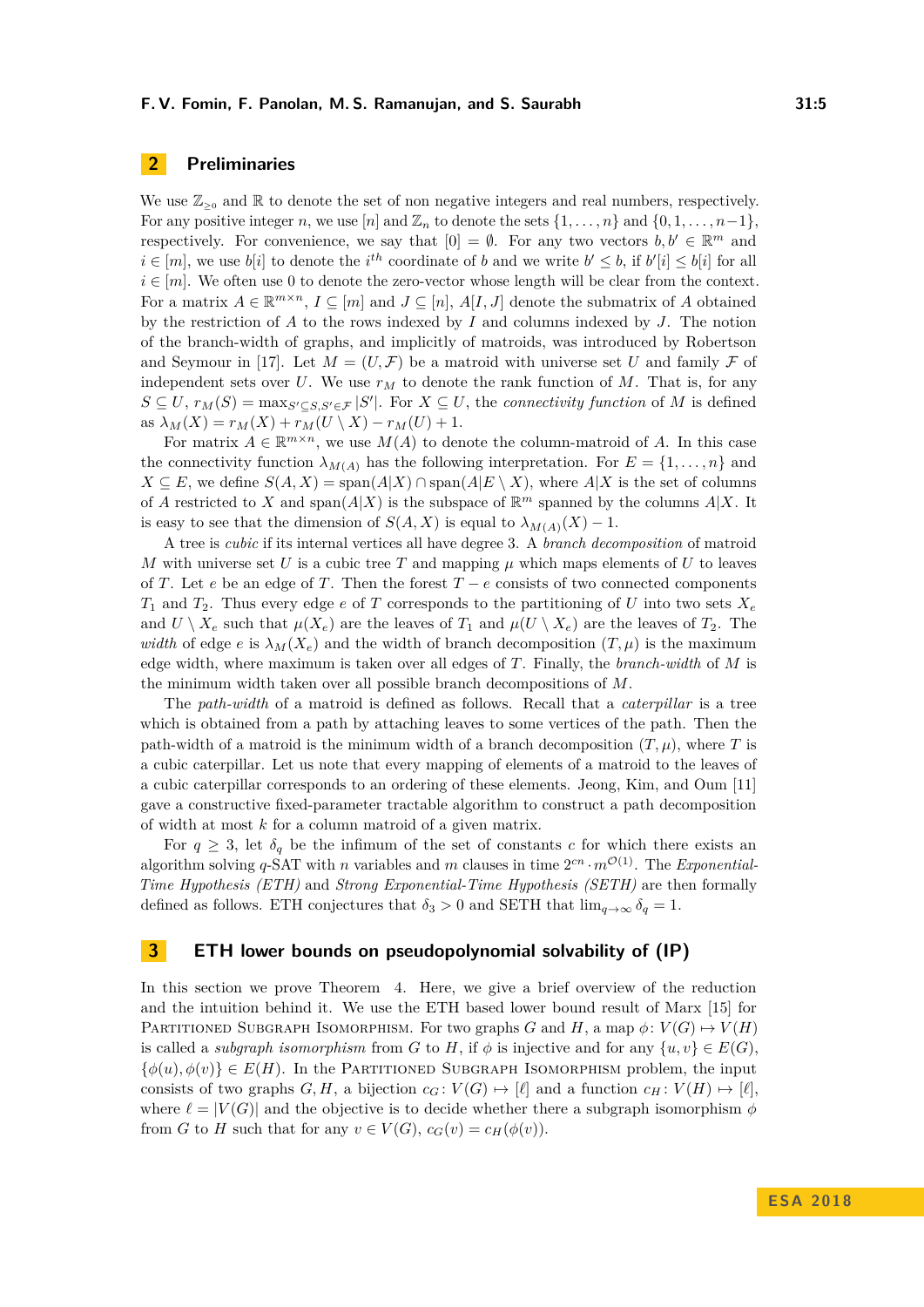## 2 Preliminaries

We use $\mathbb{Z}_{\geq 0}$ and $\mathbb{R}$ to denote the set of non negative integers and real numbers, respectively. For any positive integer $n$, we use $[n]$ and $\mathbb{Z}_n$ to denote the sets $\{1,\dots,n\}$ and $\{0,1,\dots,n-1\}$, respectively. For convenience, we say that $[0]=\emptyset$. For any two vectors $b,b' \in \mathbb{R}^m$ and $i \in [m]$, we use $b[i]$ to denote the $i^{th}$ coordinate of $b$ and we write $b' \leq b$, if $b'[i] \leq b[i]$ for all $i \in [m]$. We often use 0 to denote the zero-vector whose length will be clear from the context. For a matrix $A \in \mathbb{R}^{m \times n}$, $I \subseteq [m]$ and $J \subseteq [n]$, $A[I,J]$ denote the submatrix of $A$ obtained by the restriction of $A$ to the rows indexed by $I$ and columns indexed by $J$. The notion of the branch-width of graphs, and implicitly of matroids, was introduced by Robertson and Seymour in [17]. Let $M=(U,\mathcal{F})$ be a matroid with universe set $U$ and family $\mathcal{F}$ of independent sets over $U$. We use $r_M$ to denote the rank function of $M$. That is, for any $S \subseteq U$, $r_M(S) = \max_{S' \subseteq S, S' \in \mathcal{F}} |S'|$. For $X \subseteq U$, the *connectivity function* of $M$ is defined as $\lambda_M(X) = r_M(X) + r_M(U \setminus X) - r_M(U) + 1$.

For matrix $A \in \mathbb{R}^{m \times n}$, we use $M(A)$ to denote the column-matroid of $A$. In this case the connectivity function $\lambda_{M(A)}$ has the following interpretation. For $E = \{1,\dots,n\}$ and $X \subseteq E$, we define $S(A,X) = \text{span}(A|X) \cap \text{span}(A|E \setminus X)$, where $A|X$ is the set of columns of $A$ restricted to $X$ and $\text{span}(A|X)$ is the subspace of $\mathbb{R}^m$ spanned by the columns $A|X$. It is easy to see that the dimension of $S(A,X)$ is equal to $\lambda_{M(A)}(X) - 1$.

A tree is *cubic* if its internal vertices all have degree 3. A *branch decomposition* of matroid $M$ with universe set $U$ is a cubic tree $T$ and mapping $\mu$ which maps elements of $U$ to leaves of $T$. Let $e$ be an edge of $T$. Then the forest $T-e$ consists of two connected components $T_1$ and $T_2$. Thus every edge $e$ of $T$ corresponds to the partitioning of $U$ into two sets $X_e$ and $U \setminus X_e$ such that $\mu(X_e)$ are the leaves of $T_1$ and $\mu(U \setminus X_e)$ are the leaves of $T_2$. The *width* of edge $e$ is $\lambda_M(X_e)$ and the width of branch decomposition $(T,\mu)$ is the maximum edge width, where maximum is taken over all edges of $T$. Finally, the *branch-width* of $M$ is the minimum width taken over all possible branch decompositions of $M$.

The *path-width* of a matroid is defined as follows. Recall that a *caterpillar* is a tree which is obtained from a path by attaching leaves to some vertices of the path. Then the path-width of a matroid is the minimum width of a branch decomposition $(T,\mu)$, where $T$ is a cubic caterpillar. Let us note that every mapping of elements of a matroid to the leaves of a cubic caterpillar corresponds to an ordering of these elements. Jeong, Kim, and Oum [11] gave a constructive fixed-parameter tractable algorithm to construct a path decomposition of width at most $k$ for a column matroid of a given matrix.

For $q \geq 3$, let $\delta_q$ be the infimum of the set of constants $c$ for which there exists an algorithm solving $q$-SAT with $n$ variables and $m$ clauses in time $2^{cn} \cdot m^{\mathcal{O}(1)}$. The *Exponential-Time Hypothesis (ETH)* and *Strong Exponential-Time Hypothesis (SETH)* are then formally defined as follows. ETH conjectures that $\delta_3 > 0$ and SETH that $\lim_{q \to \infty} \delta_q = 1$.

## 3 ETH lower bounds on pseudopolynomial solvability of (IP)

In this section we prove Theorem 4. Here, we give a brief overview of the reduction and the intuition behind it. We use the ETH based lower bound result of Marx [15] for Partitioned Subgraph Isomorphism. For two graphs $G$ and $H$, a map $\phi\colon V(G) \mapsto V(H)$ is called a *subgraph isomorphism* from $G$ to $H$, if $\phi$ is injective and for any $\{u,v\} \in E(G)$, $\{\phi(u),\phi(v)\} \in E(H)$. In the Partitioned Subgraph Isomorphism problem, the input consists of two graphs $G,H$, a bijection $c_G\colon V(G) \mapsto [\ell]$ and a function $c_H\colon V(H) \mapsto [\ell]$, where $\ell = |V(G)|$ and the objective is to decide whether there a subgraph isomorphism $\phi$ from $G$ to $H$ such that for any $v \in V(G)$, $c_G(v) = c_H(\phi(v))$.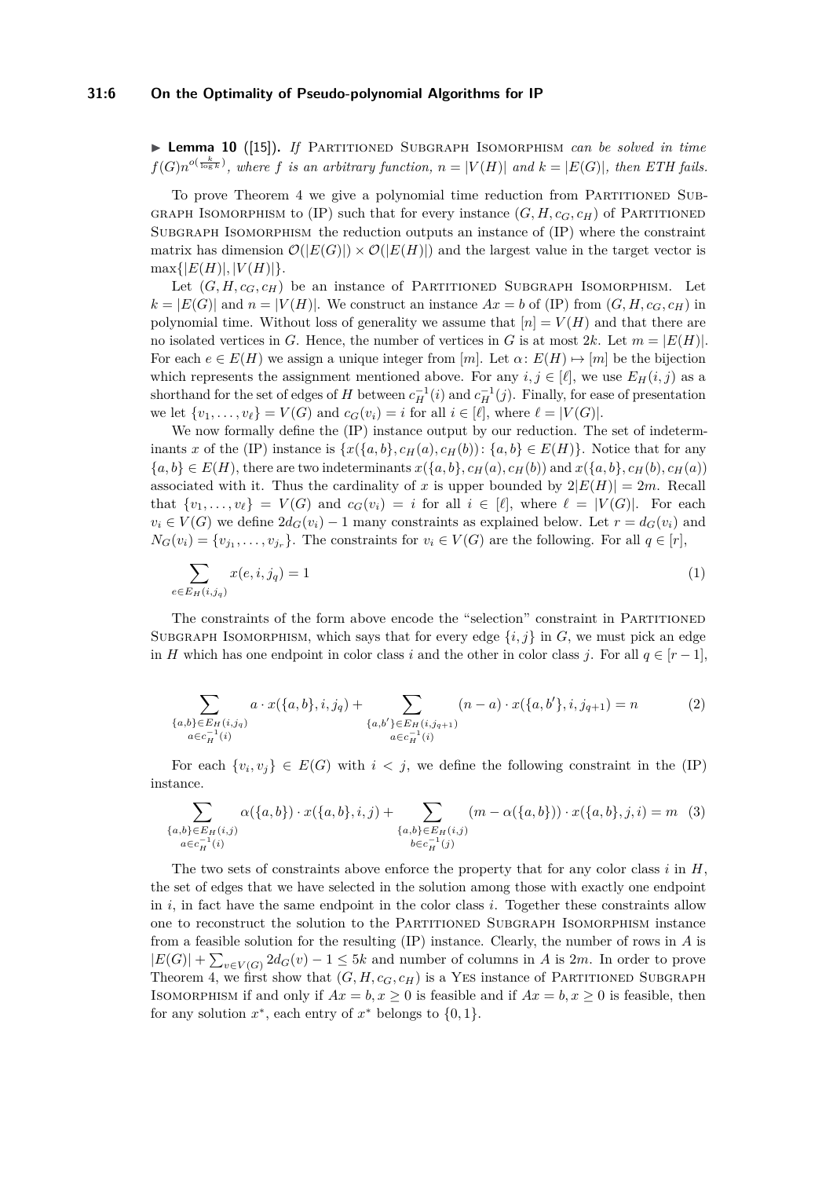▶ **Lemma 10** ([15])**.** *If* Partitioned Subgraph Isomorphism *can be solved in time* $f(G)n^{o(\frac{k}{\log k})}$*, where* $f$ *is an arbitrary function,* $n = |V(H)|$ *and* $k = |E(G)|$*, then ETH fails.*

To prove Theorem 4 we give a polynomial time reduction from Partitioned Subgraph Isomorphism to (IP) such that for every instance $(G, H, c_G, c_H)$ of Partitioned Subgraph Isomorphism the reduction outputs an instance of (IP) where the constraint matrix has dimension $\mathcal{O}(|E(G)|) \times \mathcal{O}(|E(H)|)$ and the largest value in the target vector is $\max\{|E(H)|, |V(H)|\}$.

Let $(G, H, c_G, c_H)$ be an instance of Partitioned Subgraph Isomorphism. Let $k = |E(G)|$ and $n = |V(H)|$. We construct an instance $Ax = b$ of (IP) from $(G, H, c_G, c_H)$ in polynomial time. Without loss of generality we assume that $[n] = V(H)$ and that there are no isolated vertices in $G$. Hence, the number of vertices in $G$ is at most $2k$. Let $m = |E(H)|$. For each $e \in E(H)$ we assign a unique integer from $[m]$. Let $\alpha\colon E(H) \mapsto [m]$ be the bijection which represents the assignment mentioned above. For any $i, j \in [\ell]$, we use $E_H(i,j)$ as a shorthand for the set of edges of $H$ between $c_H^{-1}(i)$ and $c_H^{-1}(j)$. Finally, for ease of presentation we let $\{v_1, \ldots, v_\ell\} = V(G)$ and $c_G(v_i) = i$ for all $i \in [\ell]$, where $\ell = |V(G)|$.

We now formally define the (IP) instance output by our reduction. The set of indeterminants $x$ of the (IP) instance is $\{x(\{a,b\}, c_H(a), c_H(b)) \colon \{a,b\} \in E(H)\}$. Notice that for any $\{a,b\} \in E(H)$, there are two indeterminants $x(\{a,b\}, c_H(a), c_H(b))$ and $x(\{a,b\}, c_H(b), c_H(a))$ associated with it. Thus the cardinality of $x$ is upper bounded by $2|E(H)| = 2m$. Recall that $\{v_1, \ldots, v_\ell\} = V(G)$ and $c_G(v_i) = i$ for all $i \in [\ell]$, where $\ell = |V(G)|$. For each $v_i \in V(G)$ we define $2d_G(v_i) - 1$ many constraints as explained below. Let $r = d_G(v_i)$ and $N_G(v_i) = \{v_{j_1}, \ldots, v_{j_r}\}$. The constraints for $v_i \in V(G)$ are the following. For all $q \in [r]$,

$$\sum_{e \in E_H(i, j_q)} x(e, i, j_q) = 1 \tag{1}$$

The constraints of the form above encode the "selection" constraint in Partitioned Subgraph Isomorphism, which says that for every edge $\{i, j\}$ in $G$, we must pick an edge in $H$ which has one endpoint in color class $i$ and the other in color class $j$. For all $q \in [r-1]$,

$$\sum_{\substack{\{a,b\} \in E_H(i, j_q) \\ a \in c_H^{-1}(i)}} a \cdot x(\{a,b\}, i, j_q) + \sum_{\substack{\{a,b'\} \in E_H(i, j_{q+1}) \\ a \in c_H^{-1}(i)}} (n - a) \cdot x(\{a,b'\}, i, j_{q+1}) = n \tag{2}$$

For each $\{v_i, v_j\} \in E(G)$ with $i < j$, we define the following constraint in the (IP) instance.

$$\sum_{\substack{\{a,b\} \in E_H(i,j) \\ a \in c_H^{-1}(i)}} \alpha(\{a,b\}) \cdot x(\{a,b\}, i, j) + \sum_{\substack{\{a,b\} \in E_H(i,j) \\ b \in c_H^{-1}(j)}} (m - \alpha(\{a,b\})) \cdot x(\{a,b\}, j, i) = m \tag{3}$$

The two sets of constraints above enforce the property that for any color class $i$ in $H$, the set of edges that we have selected in the solution among those with exactly one endpoint in $i$, in fact have the same endpoint in the color class $i$. Together these constraints allow one to reconstruct the solution to the Partitioned Subgraph Isomorphism instance from a feasible solution for the resulting (IP) instance. Clearly, the number of rows in $A$ is $|E(G)| + \sum_{v \in V(G)} 2d_G(v) - 1 \leq 5k$ and number of columns in $A$ is $2m$. In order to prove Theorem 4, we first show that $(G, H, c_G, c_H)$ is a Yes instance of Partitioned Subgraph Isomorphism if and only if $Ax = b, x \geq 0$ is feasible and if $Ax = b, x \geq 0$ is feasible, then for any solution $x^*$, each entry of $x^*$ belongs to $\{0, 1\}$.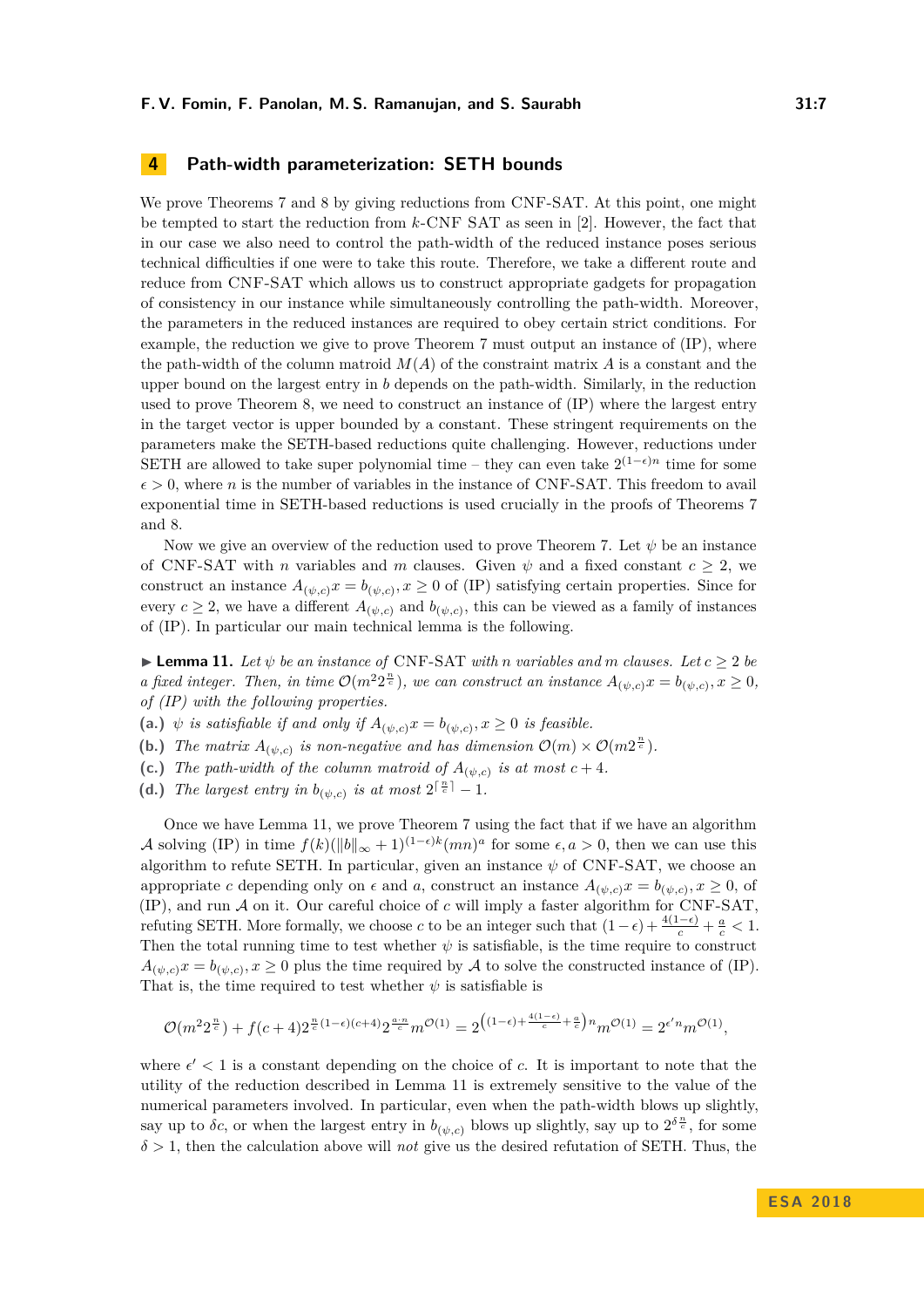## 4 Path-width parameterization: SETH bounds

We prove Theorems 7 and 8 by giving reductions from CNF-SAT. At this point, one might be tempted to start the reduction from $k$-CNF SAT as seen in [2]. However, the fact that in our case we also need to control the path-width of the reduced instance poses serious technical difficulties if one were to take this route. Therefore, we take a different route and reduce from CNF-SAT which allows us to construct appropriate gadgets for propagation of consistency in our instance while simultaneously controlling the path-width. Moreover, the parameters in the reduced instances are required to obey certain strict conditions. For example, the reduction we give to prove Theorem 7 must output an instance of (IP), where the path-width of the column matroid $M(A)$ of the constraint matrix $A$ is a constant and the upper bound on the largest entry in $b$ depends on the path-width. Similarly, in the reduction used to prove Theorem 8, we need to construct an instance of (IP) where the largest entry in the target vector is upper bounded by a constant. These stringent requirements on the parameters make the SETH-based reductions quite challenging. However, reductions under SETH are allowed to take super polynomial time – they can even take $2^{(1-\epsilon)n}$ time for some $\epsilon > 0$, where $n$ is the number of variables in the instance of CNF-SAT. This freedom to avail exponential time in SETH-based reductions is used crucially in the proofs of Theorems 7 and 8.

Now we give an overview of the reduction used to prove Theorem 7. Let $\psi$ be an instance of CNF-SAT with $n$ variables and $m$ clauses. Given $\psi$ and a fixed constant $c \geq 2$, we construct an instance $A_{(\psi,c)}x = b_{(\psi,c)}, x \geq 0$ of (IP) satisfying certain properties. Since for every $c \geq 2$, we have a different $A_{(\psi,c)}$ and $b_{(\psi,c)}$, this can be viewed as a family of instances of (IP). In particular our main technical lemma is the following.

▶ **Lemma 11.** *Let $\psi$ be an instance of* CNF-SAT *with $n$ variables and $m$ clauses. Let $c \geq 2$ be a fixed integer. Then, in time $\mathcal{O}(m^2 2^{\frac{n}{c}})$, we can construct an instance $A_{(\psi,c)}x = b_{(\psi,c)}, x \geq 0$, of (IP) with the following properties.*

**(a.)** *$\psi$ is satisfiable if and only if $A_{(\psi,c)}x = b_{(\psi,c)}, x \geq 0$ is feasible.*

**(b.)** *The matrix $A_{(\psi,c)}$ is non-negative and has dimension $\mathcal{O}(m) \times \mathcal{O}(m 2^{\frac{n}{c}})$.*

**(c.)** *The path-width of the column matroid of $A_{(\psi,c)}$ is at most $c + 4$.*

**(d.)** *The largest entry in $b_{(\psi,c)}$ is at most $2^{\lceil \frac{n}{c} \rceil} - 1$.*

Once we have Lemma 11, we prove Theorem 7 using the fact that if we have an algorithm $\mathcal{A}$ solving (IP) in time $f(k)(\|b\|_\infty + 1)^{(1-\epsilon)k}(mn)^a$ for some $\epsilon, a > 0$, then we can use this algorithm to refute SETH. In particular, given an instance $\psi$ of CNF-SAT, we choose an appropriate $c$ depending only on $\epsilon$ and $a$, construct an instance $A_{(\psi,c)}x = b_{(\psi,c)}, x \geq 0$, of (IP), and run $\mathcal{A}$ on it. Our careful choice of $c$ will imply a faster algorithm for CNF-SAT, refuting SETH. More formally, we choose $c$ to be an integer such that $(1-\epsilon) + \frac{4(1-\epsilon)}{c} + \frac{a}{c} < 1$. Then the total running time to test whether $\psi$ is satisfiable, is the time require to construct $A_{(\psi,c)}x = b_{(\psi,c)}, x \geq 0$ plus the time required by $\mathcal{A}$ to solve the constructed instance of (IP). That is, the time required to test whether $\psi$ is satisfiable is

$$\mathcal{O}(m^2 2^{\frac{n}{c}}) + f(c+4) 2^{\frac{n}{c}(1-\epsilon)(c+4)} 2^{\frac{a \cdot n}{c}} m^{\mathcal{O}(1)} = 2^{\left((1-\epsilon) + \frac{4(1-\epsilon)}{c} + \frac{a}{c}\right)n} m^{\mathcal{O}(1)} = 2^{\epsilon' n} m^{\mathcal{O}(1)},$$

where $\epsilon' < 1$ is a constant depending on the choice of $c$. It is important to note that the utility of the reduction described in Lemma 11 is extremely sensitive to the value of the numerical parameters involved. In particular, even when the path-width blows up slightly, say up to $\delta c$, or when the largest entry in $b_{(\psi,c)}$ blows up slightly, say up to $2^{\delta \frac{n}{c}}$, for some $\delta > 1$, then the calculation above will *not* give us the desired refutation of SETH. Thus, the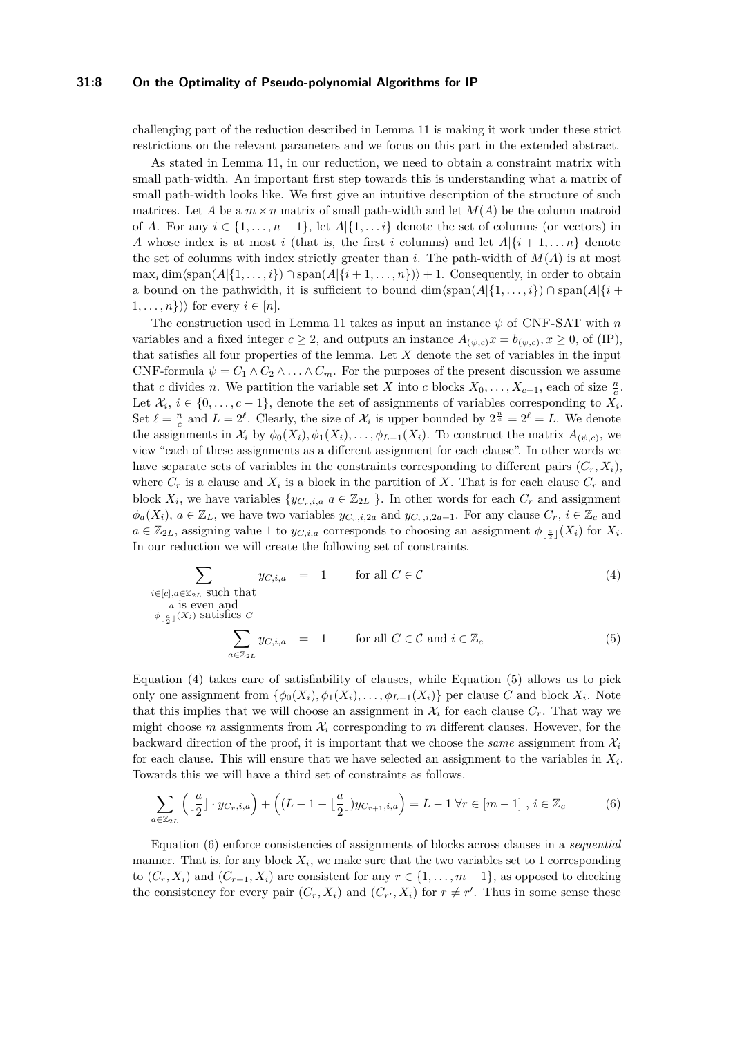challenging part of the reduction described in Lemma 11 is making it work under these strict restrictions on the relevant parameters and we focus on this part in the extended abstract.

As stated in Lemma 11, in our reduction, we need to obtain a constraint matrix with small path-width. An important first step towards this is understanding what a matrix of small path-width looks like. We first give an intuitive description of the structure of such matrices. Let $A$ be a $m \times n$ matrix of small path-width and let $M(A)$ be the column matroid of $A$. For any $i \in \{1, \ldots, n-1\}$, let $A|\{1, \ldots i\}$ denote the set of columns (or vectors) in $A$ whose index is at most $i$ (that is, the first $i$ columns) and let $A|\{i+1, \ldots n\}$ denote the set of columns with index strictly greater than $i$. The path-width of $M(A)$ is at most $\max_i \dim\langle \text{span}(A|\{1, \ldots, i\}) \cap \text{span}(A|\{i+1, \ldots, n\})\rangle + 1$. Consequently, in order to obtain a bound on the pathwidth, it is sufficient to bound $\dim\langle \text{span}(A|\{1, \ldots, i\}) \cap \text{span}(A|\{i+1, \ldots, n\})\rangle$ for every $i \in [n]$.

The construction used in Lemma 11 takes as input an instance $\psi$ of CNF-SAT with $n$ variables and a fixed integer $c \geq 2$, and outputs an instance $A_{(\psi,c)}x = b_{(\psi,c)}, x \geq 0$, of (IP), that satisfies all four properties of the lemma. Let $X$ denote the set of variables in the input CNF-formula $\psi = C_1 \wedge C_2 \wedge \ldots \wedge C_m$. For the purposes of the present discussion we assume that $c$ divides $n$. We partition the variable set $X$ into $c$ blocks $X_0, \ldots, X_{c-1}$, each of size $\frac{n}{c}$. Let $\mathcal{X}_i$, $i \in \{0, \ldots, c-1\}$, denote the set of assignments of variables corresponding to $X_i$. Set $\ell = \frac{n}{c}$ and $L = 2^\ell$. Clearly, the size of $\mathcal{X}_i$ is upper bounded by $2^{\frac{n}{c}} = 2^\ell = L$. We denote the assignments in $\mathcal{X}_i$ by $\phi_0(X_i), \phi_1(X_i), \ldots, \phi_{L-1}(X_i)$. To construct the matrix $A_{(\psi,c)}$, we view "each of these assignments as a different assignment for each clause". In other words we have separate sets of variables in the constraints corresponding to different pairs $(C_r, X_i)$, where $C_r$ is a clause and $X_i$ is a block in the partition of $X$. That is for each clause $C_r$ and block $X_i$, we have variables $\{y_{C_r,i,a}\ a \in \mathbb{Z}_{2L}\ \}$. In other words for each $C_r$ and assignment $\phi_a(X_i)$, $a \in \mathbb{Z}_L$, we have two variables $y_{C_r,i,2a}$ and $y_{C_r,i,2a+1}$. For any clause $C_r$, $i \in \mathbb{Z}_c$ and $a \in \mathbb{Z}_{2L}$, assigning value 1 to $y_{C,i,a}$ corresponds to choosing an assignment $\phi_{\lfloor \frac{a}{2} \rfloor}(X_i)$ for $X_i$. In our reduction we will create the following set of constraints.

$$\sum_{\substack{i \in [c], a \in \mathbb{Z}_{2L} \text{ such that} \\ a \text{ is even and} \\ \phi_{\lfloor \frac{a}{2} \rfloor}(X_i) \text{ satisfies } C}} y_{C,i,a} = 1 \qquad \text{for all } C \in \mathcal{C} \tag{4}$$

$$\sum_{a \in \mathbb{Z}_{2L}} y_{C,i,a} = 1 \qquad \text{for all } C \in \mathcal{C} \text{ and } i \in \mathbb{Z}_c \tag{5}$$

Equation (4) takes care of satisfiability of clauses, while Equation (5) allows us to pick only one assignment from $\{\phi_0(X_i), \phi_1(X_i), \ldots, \phi_{L-1}(X_i)\}$ per clause $C$ and block $X_i$. Note that this implies that we will choose an assignment in $\mathcal{X}_i$ for each clause $C_r$. That way we might choose $m$ assignments from $\mathcal{X}_i$ corresponding to $m$ different clauses. However, for the backward direction of the proof, it is important that we choose the *same* assignment from $\mathcal{X}_i$ for each clause. This will ensure that we have selected an assignment to the variables in $X_i$. Towards this we will have a third set of constraints as follows.

$$\sum_{a \in \mathbb{Z}_{2L}} \Big( \lfloor \frac{a}{2} \rfloor \cdot y_{C_r,i,a} \Big) + \Big( (L - 1 - \lfloor \frac{a}{2} \rfloor) y_{C_{r+1},i,a} \Big) = L - 1 \ \forall r \in [m-1]\ ,\ i \in \mathbb{Z}_c \tag{6}$$

Equation (6) enforce consistencies of assignments of blocks across clauses in a *sequential* manner. That is, for any block $X_i$, we make sure that the two variables set to 1 corresponding to $(C_r, X_i)$ and $(C_{r+1}, X_i)$ are consistent for any $r \in \{1, \ldots, m-1\}$, as opposed to checking the consistency for every pair $(C_r, X_i)$ and $(C_{r'}, X_i)$ for $r \neq r'$. Thus in some sense these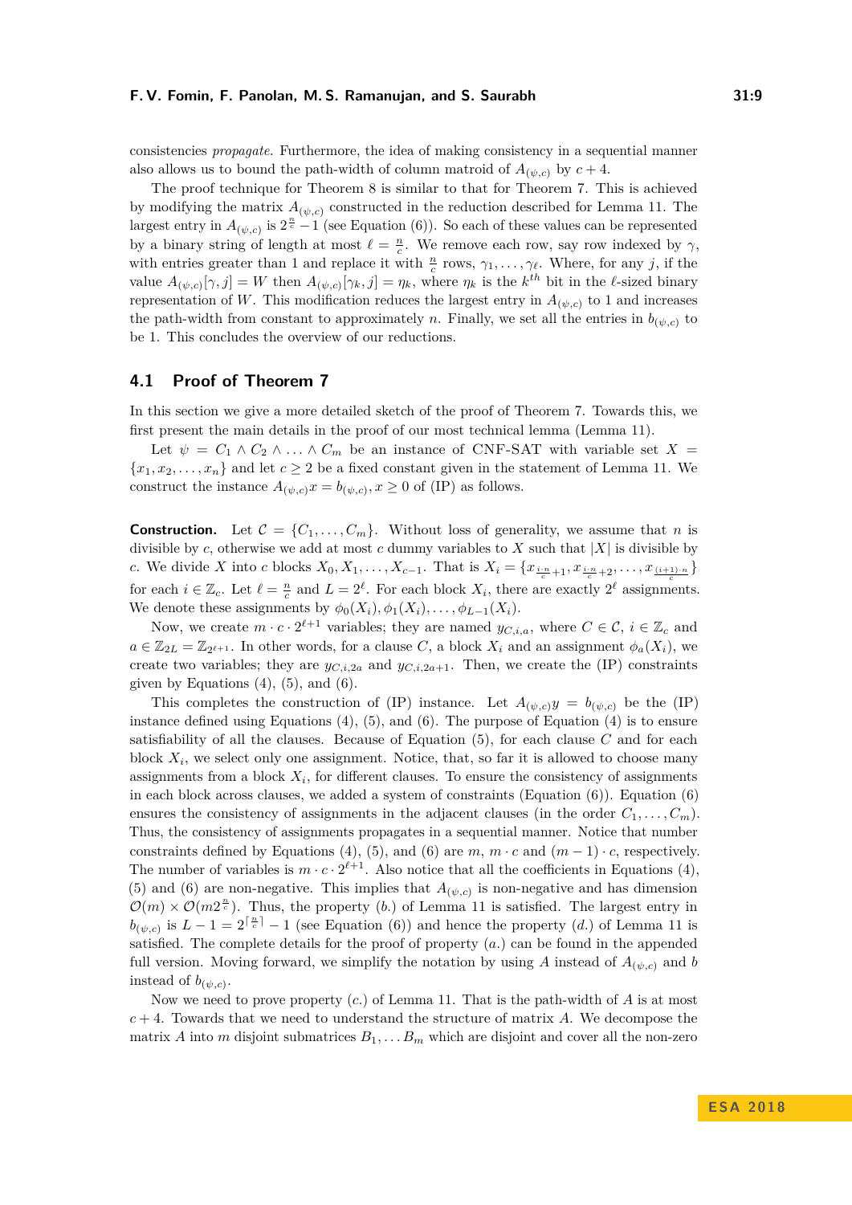consistencies *propagate*. Furthermore, the idea of making consistency in a sequential manner also allows us to bound the path-width of column matroid of $A_{(\psi,c)}$ by $c+4$.

The proof technique for Theorem 8 is similar to that for Theorem 7. This is achieved by modifying the matrix $A_{(\psi,c)}$ constructed in the reduction described for Lemma 11. The largest entry in $A_{(\psi,c)}$ is $2^{\frac{n}{c}}-1$ (see Equation (6)). So each of these values can be represented by a binary string of length at most $\ell = \frac{n}{c}$. We remove each row, say row indexed by $\gamma$, with entries greater than 1 and replace it with $\frac{n}{c}$ rows, $\gamma_1, \ldots, \gamma_\ell$. Where, for any $j$, if the value $A_{(\psi,c)}[\gamma, j] = W$ then $A_{(\psi,c)}[\gamma_k, j] = \eta_k$, where $\eta_k$ is the $k^{th}$ bit in the $\ell$-sized binary representation of $W$. This modification reduces the largest entry in $A_{(\psi,c)}$ to 1 and increases the path-width from constant to approximately $n$. Finally, we set all the entries in $b_{(\psi,c)}$ to be 1. This concludes the overview of our reductions.

## 4.1 Proof of Theorem 7

In this section we give a more detailed sketch of the proof of Theorem 7. Towards this, we first present the main details in the proof of our most technical lemma (Lemma 11).

Let $\psi = C_1 \wedge C_2 \wedge \ldots \wedge C_m$ be an instance of CNF-SAT with variable set $X = \{x_1, x_2, \ldots, x_n\}$ and let $c \geq 2$ be a fixed constant given in the statement of Lemma 11. We construct the instance $A_{(\psi,c)}x = b_{(\psi,c)}, x \geq 0$ of (IP) as follows.

**Construction.** Let $\mathcal{C} = \{C_1, \ldots, C_m\}$. Without loss of generality, we assume that $n$ is divisible by $c$, otherwise we add at most $c$ dummy variables to $X$ such that $|X|$ is divisible by $c$. We divide $X$ into $c$ blocks $X_0, X_1, \ldots, X_{c-1}$. That is $X_i = \{x_{\frac{i \cdot n}{c}+1}, x_{\frac{i \cdot n}{c}+2}, \ldots, x_{\frac{(i+1) \cdot n}{c}}\}$ for each $i \in \mathbb{Z}_c$. Let $\ell = \frac{n}{c}$ and $L = 2^\ell$. For each block $X_i$, there are exactly $2^\ell$ assignments. We denote these assignments by $\phi_0(X_i), \phi_1(X_i), \ldots, \phi_{L-1}(X_i)$.

Now, we create $m \cdot c \cdot 2^{\ell+1}$ variables; they are named $y_{C,i,a}$, where $C \in \mathcal{C}$, $i \in \mathbb{Z}_c$ and $a \in \mathbb{Z}_{2L} = \mathbb{Z}_{2^{\ell+1}}$. In other words, for a clause $C$, a block $X_i$ and an assignment $\phi_a(X_i)$, we create two variables; they are $y_{C,i,2a}$ and $y_{C,i,2a+1}$. Then, we create the (IP) constraints given by Equations (4), (5), and (6).

This completes the construction of (IP) instance. Let $A_{(\psi,c)}y = b_{(\psi,c)}$ be the (IP) instance defined using Equations (4), (5), and (6). The purpose of Equation (4) is to ensure satisfiability of all the clauses. Because of Equation (5), for each clause $C$ and for each block $X_i$, we select only one assignment. Notice, that, so far it is allowed to choose many assignments from a block $X_i$, for different clauses. To ensure the consistency of assignments in each block across clauses, we added a system of constraints (Equation (6)). Equation (6) ensures the consistency of assignments in the adjacent clauses (in the order $C_1, \ldots, C_m$). Thus, the consistency of assignments propagates in a sequential manner. Notice that number constraints defined by Equations (4), (5), and (6) are $m$, $m \cdot c$ and $(m-1) \cdot c$, respectively. The number of variables is $m \cdot c \cdot 2^{\ell+1}$. Also notice that all the coefficients in Equations (4), (5) and (6) are non-negative. This implies that $A_{(\psi,c)}$ is non-negative and has dimension $\mathcal{O}(m) \times \mathcal{O}(m 2^{\frac{n}{c}})$. Thus, the property (*b.*) of Lemma 11 is satisfied. The largest entry in $b_{(\psi,c)}$ is $L - 1 = 2^{\lceil \frac{n}{c} \rceil} - 1$ (see Equation (6)) and hence the property (*d.*) of Lemma 11 is satisfied. The complete details for the proof of property (*a.*) can be found in the appended full version. Moving forward, we simplify the notation by using $A$ instead of $A_{(\psi,c)}$ and $b$ instead of $b_{(\psi,c)}$.

Now we need to prove property (*c.*) of Lemma 11. That is the path-width of $A$ is at most $c+4$. Towards that we need to understand the structure of matrix $A$. We decompose the matrix $A$ into $m$ disjoint submatrices $B_1, \ldots B_m$ which are disjoint and cover all the non-zero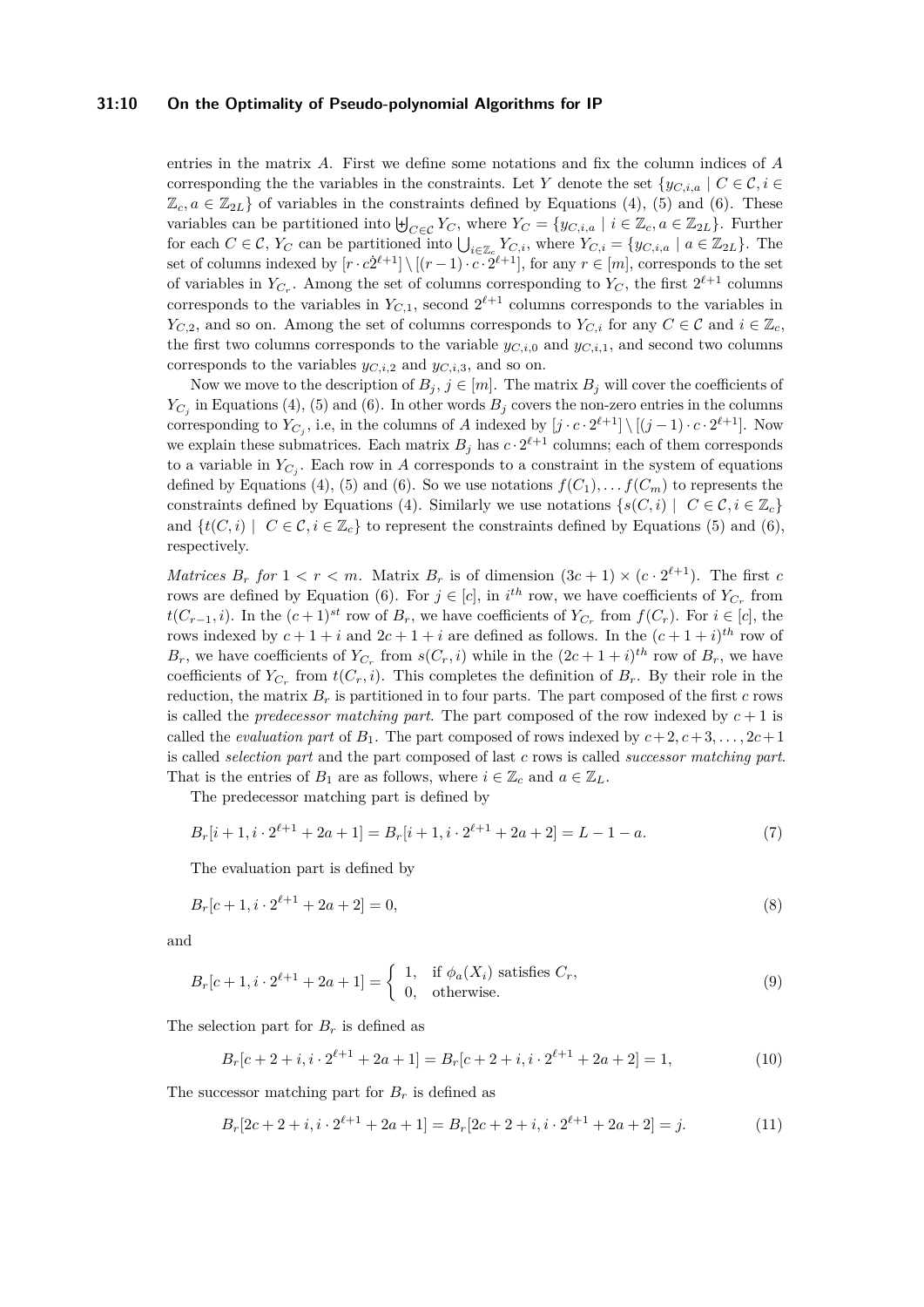entries in the matrix $A$. First we define some notations and fix the column indices of $A$ corresponding the the variables in the constraints. Let $Y$ denote the set $\{y_{C,i,a} \mid C \in \mathcal{C}, i \in \mathbb{Z}_c, a \in \mathbb{Z}_{2L}\}$ of variables in the constraints defined by Equations (4), (5) and (6). These variables can be partitioned into $\biguplus_{C \in \mathcal{C}} Y_C$, where $Y_C = \{y_{C,i,a} \mid i \in \mathbb{Z}_c, a \in \mathbb{Z}_{2L}\}$. Further for each $C \in \mathcal{C}$, $Y_C$ can be partitioned into $\bigcup_{i \in \mathbb{Z}_c} Y_{C,i}$, where $Y_{C,i} = \{y_{C,i,a} \mid a \in \mathbb{Z}_{2L}\}$. The set of columns indexed by $[r \cdot c \dot{2}^{\ell+1}] \setminus [(r-1) \cdot c \cdot 2^{\ell+1}]$, for any $r \in [m]$, corresponds to the set of variables in $Y_{C_r}$. Among the set of columns corresponding to $Y_C$, the first $2^{\ell+1}$ columns corresponds to the variables in $Y_{C,1}$, second $2^{\ell+1}$ columns corresponds to the variables in $Y_{C,2}$, and so on. Among the set of columns corresponds to $Y_{C,i}$ for any $C \in \mathcal{C}$ and $i \in \mathbb{Z}_c$, the first two columns corresponds to the variable $y_{C,i,0}$ and $y_{C,i,1}$, and second two columns corresponds to the variables $y_{C,i,2}$ and $y_{C,i,3}$, and so on.

Now we move to the description of $B_j$, $j \in [m]$. The matrix $B_j$ will cover the coefficients of $Y_{C_j}$ in Equations (4), (5) and (6). In other words $B_j$ covers the non-zero entries in the columns corresponding to $Y_{C_j}$, i.e, in the columns of $A$ indexed by $[j \cdot c \cdot 2^{\ell+1}] \setminus [(j-1) \cdot c \cdot 2^{\ell+1}]$. Now we explain these submatrices. Each matrix $B_j$ has $c \cdot 2^{\ell+1}$ columns; each of them corresponds to a variable in $Y_{C_j}$. Each row in $A$ corresponds to a constraint in the system of equations defined by Equations (4), (5) and (6). So we use notations $f(C_1), \ldots f(C_m)$ to represents the constraints defined by Equations (4). Similarly we use notations $\{s(C,i) \mid C \in \mathcal{C}, i \in \mathbb{Z}_c\}$ and $\{t(C,i) \mid C \in \mathcal{C}, i \in \mathbb{Z}_c\}$ to represent the constraints defined by Equations (5) and (6), respectively.

*Matrices $B_r$ for $1 < r < m$.* Matrix $B_r$ is of dimension $(3c+1) \times (c \cdot 2^{\ell+1})$. The first $c$ rows are defined by Equation (6). For $j \in [c]$, in $i^{th}$ row, we have coefficients of $Y_{C_r}$ from $t(C_{r-1}, i)$. In the $(c+1)^{st}$ row of $B_r$, we have coefficients of $Y_{C_r}$ from $f(C_r)$. For $i \in [c]$, the rows indexed by $c+1+i$ and $2c+1+i$ are defined as follows. In the $(c+1+i)^{th}$ row of $B_r$, we have coefficients of $Y_{C_r}$ from $s(C_r, i)$ while in the $(2c+1+i)^{th}$ row of $B_r$, we have coefficients of $Y_{C_r}$ from $t(C_r, i)$. This completes the definition of $B_r$. By their role in the reduction, the matrix $B_r$ is partitioned in to four parts. The part composed of the first $c$ rows is called the *predecessor matching part*. The part composed of the row indexed by $c+1$ is called the *evaluation part* of $B_1$. The part composed of rows indexed by $c+2, c+3, \ldots, 2c+1$ is called *selection part* and the part composed of last $c$ rows is called *successor matching part*. That is the entries of $B_1$ are as follows, where $i \in \mathbb{Z}_c$ and $a \in \mathbb{Z}_L$.

The predecessor matching part is defined by

$$B_r[i+1, i \cdot 2^{\ell+1} + 2a + 1] = B_r[i+1, i \cdot 2^{\ell+1} + 2a + 2] = L - 1 - a. \tag{7}$$

The evaluation part is defined by

$$B_r[c+1, i \cdot 2^{\ell+1} + 2a + 2] = 0, \tag{8}$$

and

$$B_r[c+1, i \cdot 2^{\ell+1} + 2a + 1] = \begin{cases} 1, & \text{if } \phi_a(X_i) \text{ satisfies } C_r, \\ 0, & \text{otherwise.} \end{cases} \tag{9}$$

The selection part for $B_r$ is defined as

$$B_r[c+2+i, i \cdot 2^{\ell+1} + 2a + 1] = B_r[c+2+i, i \cdot 2^{\ell+1} + 2a + 2] = 1, \tag{10}$$

The successor matching part for $B_r$ is defined as

$$B_r[2c+2+i, i \cdot 2^{\ell+1} + 2a + 1] = B_r[2c+2+i, i \cdot 2^{\ell+1} + 2a + 2] = j. \tag{11}$$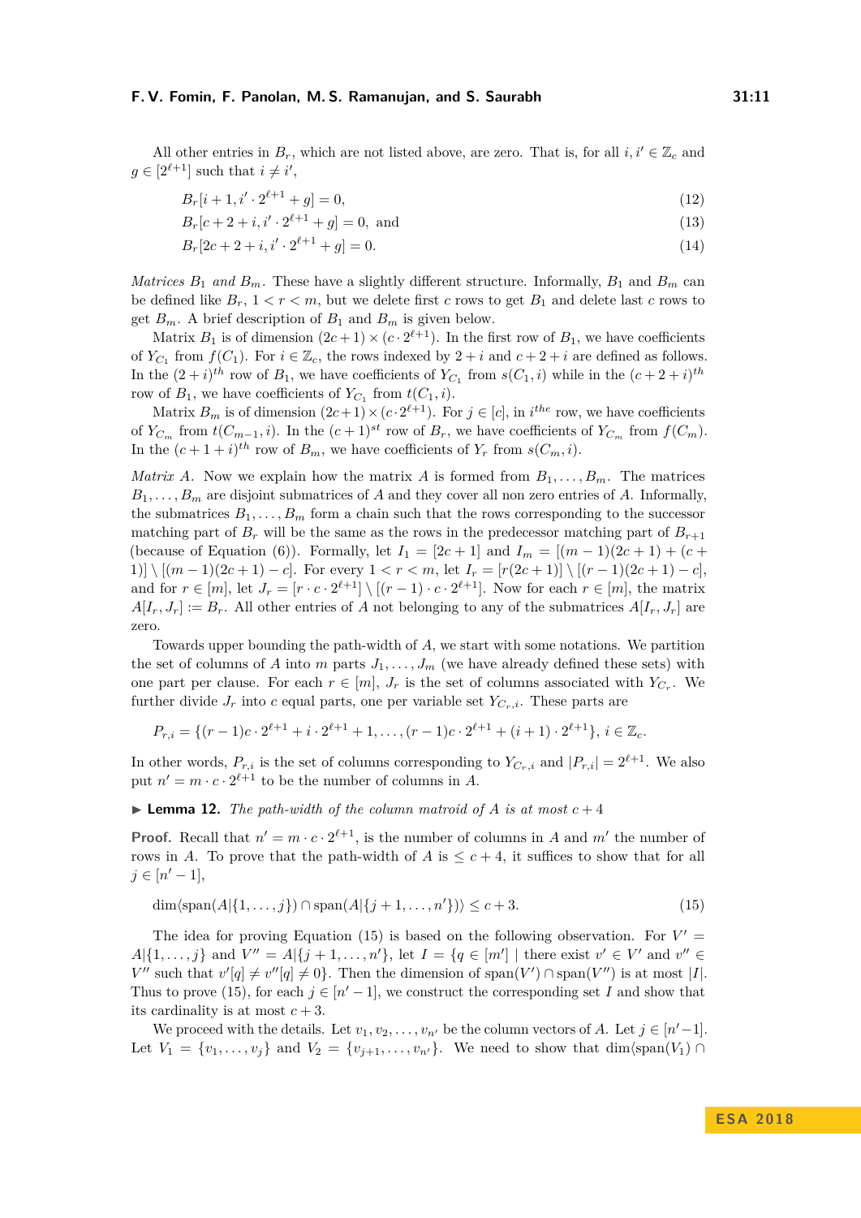All other entries in $B_r$, which are not listed above, are zero. That is, for all $i, i' \in \mathbb{Z}_c$ and $g \in [2^{\ell+1}]$ such that $i \neq i'$,

$$B_r[i+1, i' \cdot 2^{\ell+1} + g] = 0, \tag{12}$$

$$B_r[c+2+i, i' \cdot 2^{\ell+1} + g] = 0, \text{ and} \tag{13}$$

$$B_r[2c+2+i, i' \cdot 2^{\ell+1} + g] = 0. \tag{14}$$

*Matrices $B_1$ and $B_m$.* These have a slightly different structure. Informally, $B_1$ and $B_m$ can be defined like $B_r$, $1 < r < m$, but we delete first $c$ rows to get $B_1$ and delete last $c$ rows to get $B_m$. A brief description of $B_1$ and $B_m$ is given below.

Matrix $B_1$ is of dimension $(2c+1) \times (c \cdot 2^{\ell+1})$. In the first row of $B_1$, we have coefficients of $Y_{C_1}$ from $f(C_1)$. For $i \in \mathbb{Z}_c$, the rows indexed by $2+i$ and $c+2+i$ are defined as follows. In the $(2+i)^{th}$ row of $B_1$, we have coefficients of $Y_{C_1}$ from $s(C_1, i)$ while in the $(c+2+i)^{th}$ row of $B_1$, we have coefficients of $Y_{C_1}$ from $t(C_1, i)$.

Matrix $B_m$ is of dimension $(2c+1) \times (c \cdot 2^{\ell+1})$. For $j \in [c]$, in $i^{the}$ row, we have coefficients of $Y_{C_m}$ from $t(C_{m-1}, i)$. In the $(c+1)^{st}$ row of $B_r$, we have coefficients of $Y_{C_m}$ from $f(C_m)$. In the $(c+1+i)^{th}$ row of $B_m$, we have coefficients of $Y_r$ from $s(C_m, i)$.

*Matrix $A$.* Now we explain how the matrix $A$ is formed from $B_1, \ldots, B_m$. The matrices $B_1, \ldots, B_m$ are disjoint submatrices of $A$ and they cover all non zero entries of $A$. Informally, the submatrices $B_1, \ldots, B_m$ form a chain such that the rows corresponding to the successor matching part of $B_r$ will be the same as the rows in the predecessor matching part of $B_{r+1}$ (because of Equation (6)). Formally, let $I_1 = [2c+1]$ and $I_m = [(m-1)(2c+1) + (c+1)] \setminus [(m-1)(2c+1) - c]$. For every $1 < r < m$, let $I_r = [r(2c+1)] \setminus [(r-1)(2c+1) - c]$, and for $r \in [m]$, let $J_r = [r \cdot c \cdot 2^{\ell+1}] \setminus [(r-1) \cdot c \cdot 2^{\ell+1}]$. Now for each $r \in [m]$, the matrix $A[I_r, J_r] := B_r$. All other entries of $A$ not belonging to any of the submatrices $A[I_r, J_r]$ are zero.

Towards upper bounding the path-width of $A$, we start with some notations. We partition the set of columns of $A$ into $m$ parts $J_1, \ldots, J_m$ (we have already defined these sets) with one part per clause. For each $r \in [m]$, $J_r$ is the set of columns associated with $Y_{C_r}$. We further divide $J_r$ into $c$ equal parts, one per variable set $Y_{C_r,i}$. These parts are

$$P_{r,i} = \{(r-1)c \cdot 2^{\ell+1} + i \cdot 2^{\ell+1} + 1, \ldots, (r-1)c \cdot 2^{\ell+1} + (i+1) \cdot 2^{\ell+1}\}, \, i \in \mathbb{Z}_c.$$

In other words, $P_{r,i}$ is the set of columns corresponding to $Y_{C_r,i}$ and $|P_{r,i}| = 2^{\ell+1}$. We also put $n' = m \cdot c \cdot 2^{\ell+1}$ to be the number of columns in $A$.

▶ **Lemma 12.** *The path-width of the column matroid of $A$ is at most $c+4$*

**Proof.** Recall that $n' = m \cdot c \cdot 2^{\ell+1}$, is the number of columns in $A$ and $m'$ the number of rows in $A$. To prove that the path-width of $A$ is $\leq c+4$, it suffices to show that for all $j \in [n'-1]$,

$$\dim\langle \text{span}(A|\{1, \ldots, j\}) \cap \text{span}(A|\{j+1, \ldots, n'\})\rangle \leq c+3. \tag{15}$$

The idea for proving Equation (15) is based on the following observation. For $V' = A|\{1, \ldots, j\}$ and $V'' = A|\{j+1, \ldots, n'\}$, let $I = \{q \in [m'] \mid \text{there exist } v' \in V' \text{ and } v'' \in V'' \text{ such that } v'[q] \neq v''[q] \neq 0\}$. Then the dimension of $\text{span}(V') \cap \text{span}(V'')$ is at most $|I|$. Thus to prove (15), for each $j \in [n'-1]$, we construct the corresponding set $I$ and show that its cardinality is at most $c+3$.

We proceed with the details. Let $v_1, v_2, \ldots, v_{n'}$ be the column vectors of $A$. Let $j \in [n'-1]$. Let $V_1 = \{v_1, \ldots, v_j\}$ and $V_2 = \{v_{j+1}, \ldots, v_{n'}\}$. We need to show that $\dim\langle\text{span}(V_1) \cap$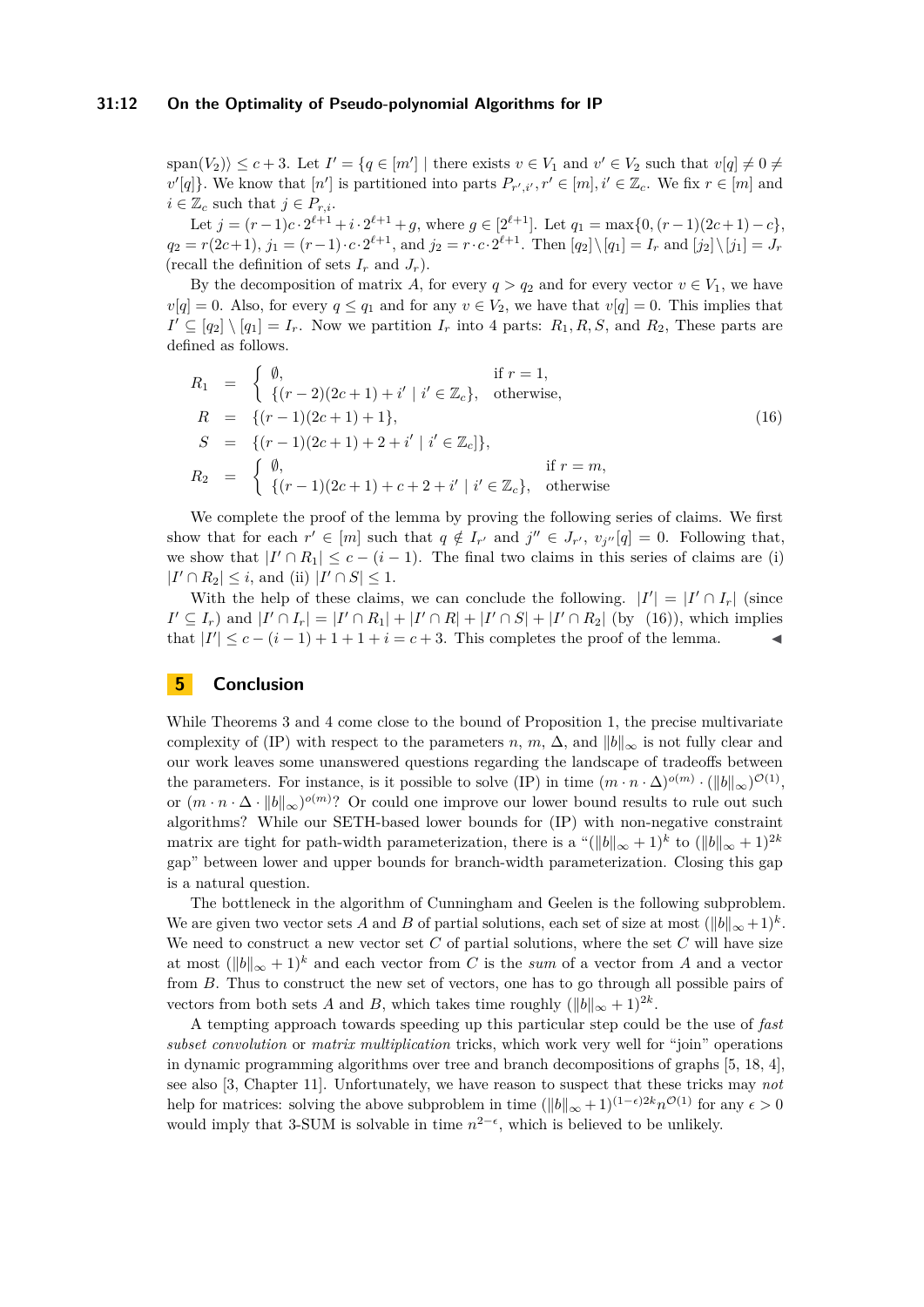$\text{span}(V_2)\rangle \leq c+3$. Let $I' = \{q \in [m'] \mid \text{there exists } v \in V_1 \text{ and } v' \in V_2 \text{ such that } v[q] \neq 0 \neq v'[q]\}$. We know that $[n']$ is partitioned into parts $P_{r',i'}, r' \in [m], i' \in \mathbb{Z}_c$. We fix $r \in [m]$ and $i \in \mathbb{Z}_c$ such that $j \in P_{r,i}$.

Let $j = (r-1)c \cdot 2^{\ell+1} + i \cdot 2^{\ell+1} + g$, where $g \in [2^{\ell+1}]$. Let $q_1 = \max\{0, (r-1)(2c+1) - c\}$, $q_2 = r(2c+1)$, $j_1 = (r-1) \cdot c \cdot 2^{\ell+1}$, and $j_2 = r \cdot c \cdot 2^{\ell+1}$. Then $[q_2] \setminus [q_1] = I_r$ and $[j_2] \setminus [j_1] = J_r$ (recall the definition of sets $I_r$ and $J_r$).

By the decomposition of matrix $A$, for every $q > q_2$ and for every vector $v \in V_1$, we have $v[q] = 0$. Also, for every $q \leq q_1$ and for any $v \in V_2$, we have that $v[q] = 0$. This implies that $I' \subseteq [q_2] \setminus [q_1] = I_r$. Now we partition $I_r$ into 4 parts: $R_1, R, S$, and $R_2$. These parts are defined as follows.

$$
\begin{aligned}
R_1 &= \begin{cases} \emptyset, & \text{if } r = 1, \\ \{(r-2)(2c+1) + i' \mid i' \in \mathbb{Z}_c\}, & \text{otherwise,} \end{cases} \\
R &= \{(r-1)(2c+1) + 1\}, \\
S &= \{(r-1)(2c+1) + 2 + i' \mid i' \in \mathbb{Z}_c]\}, \\
R_2 &= \begin{cases} \emptyset, & \text{if } r = m, \\ \{(r-1)(2c+1) + c + 2 + i' \mid i' \in \mathbb{Z}_c\}, & \text{otherwise} \end{cases}
\end{aligned} \tag{16}
$$

We complete the proof of the lemma by proving the following series of claims. We first show that for each $r' \in [m]$ such that $q \notin I_{r'}$ and $j'' \in J_{r'}$, $v_{j''}[q] = 0$. Following that, we show that $|I' \cap R_1| \leq c - (i-1)$. The final two claims in this series of claims are (i) $|I' \cap R_2| \leq i$, and (ii) $|I' \cap S| \leq 1$.

With the help of these claims, we can conclude the following. $|I'| = |I' \cap I_r|$ (since $I' \subseteq I_r$) and $|I' \cap I_r| = |I' \cap R_1| + |I' \cap R| + |I' \cap S| + |I' \cap R_2|$ (by (16)), which implies that $|I'| \leq c - (i-1) + 1 + 1 + i = c + 3$. This completes the proof of the lemma. ◀

## 5 Conclusion

While Theorems 3 and 4 come close to the bound of Proposition 1, the precise multivariate complexity of (IP) with respect to the parameters $n$, $m$, $\Delta$, and $\|b\|_\infty$ is not fully clear and our work leaves some unanswered questions regarding the landscape of tradeoffs between the parameters. For instance, is it possible to solve (IP) in time $(m \cdot n \cdot \Delta)^{o(m)} \cdot (\|b\|_\infty)^{\mathcal{O}(1)}$, or $(m \cdot n \cdot \Delta \cdot \|b\|_\infty)^{o(m)}$? Or could one improve our lower bound results to rule out such algorithms? While our SETH-based lower bounds for (IP) with non-negative constraint matrix are tight for path-width parameterization, there is a "$(\|b\|_\infty + 1)^k$ to $(\|b\|_\infty + 1)^{2k}$ gap" between lower and upper bounds for branch-width parameterization. Closing this gap is a natural question.

The bottleneck in the algorithm of Cunningham and Geelen is the following subproblem. We are given two vector sets $A$ and $B$ of partial solutions, each set of size at most $(\|b\|_\infty + 1)^k$. We need to construct a new vector set $C$ of partial solutions, where the set $C$ will have size at most $(\|b\|_\infty + 1)^k$ and each vector from $C$ is the *sum* of a vector from $A$ and a vector from $B$. Thus to construct the new set of vectors, one has to go through all possible pairs of vectors from both sets $A$ and $B$, which takes time roughly $(\|b\|_\infty + 1)^{2k}$.

A tempting approach towards speeding up this particular step could be the use of *fast subset convolution* or *matrix multiplication* tricks, which work very well for "join" operations in dynamic programming algorithms over tree and branch decompositions of graphs [5, 18, 4], see also [3, Chapter 11]. Unfortunately, we have reason to suspect that these tricks may *not* help for matrices: solving the above subproblem in time $(\|b\|_\infty + 1)^{(1-\epsilon)2k} n^{\mathcal{O}(1)}$ for any $\epsilon > 0$ would imply that 3-SUM is solvable in time $n^{2-\epsilon}$, which is believed to be unlikely.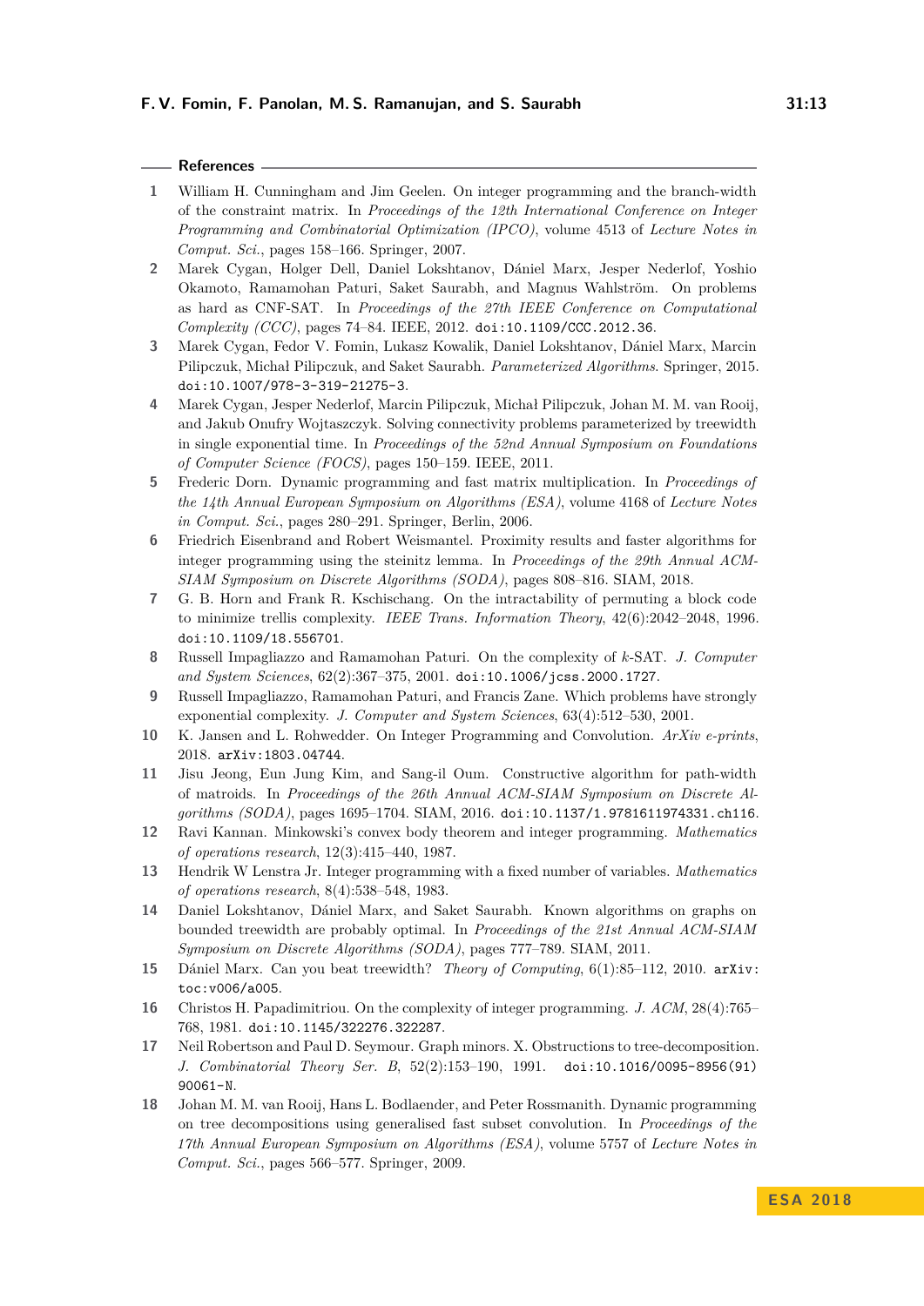## References

1. William H. Cunningham and Jim Geelen. On integer programming and the branch-width of the constraint matrix. In *Proceedings of the 12th International Conference on Integer Programming and Combinatorial Optimization (IPCO)*, volume 4513 of *Lecture Notes in Comput. Sci.*, pages 158–166. Springer, 2007.
2. Marek Cygan, Holger Dell, Daniel Lokshtanov, Dániel Marx, Jesper Nederlof, Yoshio Okamoto, Ramamohan Paturi, Saket Saurabh, and Magnus Wahlström. On problems as hard as CNF-SAT. In *Proceedings of the 27th IEEE Conference on Computational Complexity (CCC)*, pages 74–84. IEEE, 2012. `doi:10.1109/CCC.2012.36`.
3. Marek Cygan, Fedor V. Fomin, Lukasz Kowalik, Daniel Lokshtanov, Dániel Marx, Marcin Pilipczuk, Michał Pilipczuk, and Saket Saurabh. *Parameterized Algorithms*. Springer, 2015. `doi:10.1007/978-3-319-21275-3`.
4. Marek Cygan, Jesper Nederlof, Marcin Pilipczuk, Michał Pilipczuk, Johan M. M. van Rooij, and Jakub Onufry Wojtaszczyk. Solving connectivity problems parameterized by treewidth in single exponential time. In *Proceedings of the 52nd Annual Symposium on Foundations of Computer Science (FOCS)*, pages 150–159. IEEE, 2011.
5. Frederic Dorn. Dynamic programming and fast matrix multiplication. In *Proceedings of the 14th Annual European Symposium on Algorithms (ESA)*, volume 4168 of *Lecture Notes in Comput. Sci.*, pages 280–291. Springer, Berlin, 2006.
6. Friedrich Eisenbrand and Robert Weismantel. Proximity results and faster algorithms for integer programming using the steinitz lemma. In *Proceedings of the 29th Annual ACM-SIAM Symposium on Discrete Algorithms (SODA)*, pages 808–816. SIAM, 2018.
7. G. B. Horn and Frank R. Kschischang. On the intractability of permuting a block code to minimize trellis complexity. *IEEE Trans. Information Theory*, 42(6):2042–2048, 1996. `doi:10.1109/18.556701`.
8. Russell Impagliazzo and Ramamohan Paturi. On the complexity of $k$-SAT. *J. Computer and System Sciences*, 62(2):367–375, 2001. `doi:10.1006/jcss.2000.1727`.
9. Russell Impagliazzo, Ramamohan Paturi, and Francis Zane. Which problems have strongly exponential complexity. *J. Computer and System Sciences*, 63(4):512–530, 2001.
10. K. Jansen and L. Rohwedder. On Integer Programming and Convolution. *ArXiv e-prints*, 2018. `arXiv:1803.04744`.
11. Jisu Jeong, Eun Jung Kim, and Sang-il Oum. Constructive algorithm for path-width of matroids. In *Proceedings of the 26th Annual ACM-SIAM Symposium on Discrete Algorithms (SODA)*, pages 1695–1704. SIAM, 2016. `doi:10.1137/1.9781611974331.ch116`.
12. Ravi Kannan. Minkowski's convex body theorem and integer programming. *Mathematics of operations research*, 12(3):415–440, 1987.
13. Hendrik W Lenstra Jr. Integer programming with a fixed number of variables. *Mathematics of operations research*, 8(4):538–548, 1983.
14. Daniel Lokshtanov, Dániel Marx, and Saket Saurabh. Known algorithms on graphs on bounded treewidth are probably optimal. In *Proceedings of the 21st Annual ACM-SIAM Symposium on Discrete Algorithms (SODA)*, pages 777–789. SIAM, 2011.
15. Dániel Marx. Can you beat treewidth? *Theory of Computing*, 6(1):85–112, 2010. `arXiv:toc:v006/a005`.
16. Christos H. Papadimitriou. On the complexity of integer programming. *J. ACM*, 28(4):765–768, 1981. `doi:10.1145/322276.322287`.
17. Neil Robertson and Paul D. Seymour. Graph minors. X. Obstructions to tree-decomposition. *J. Combinatorial Theory Ser. B*, 52(2):153–190, 1991. `doi:10.1016/0095-8956(91)90061-N`.
18. Johan M. M. van Rooij, Hans L. Bodlaender, and Peter Rossmanith. Dynamic programming on tree decompositions using generalised fast subset convolution. In *Proceedings of the 17th Annual European Symposium on Algorithms (ESA)*, volume 5757 of *Lecture Notes in Comput. Sci.*, pages 566–577. Springer, 2009.